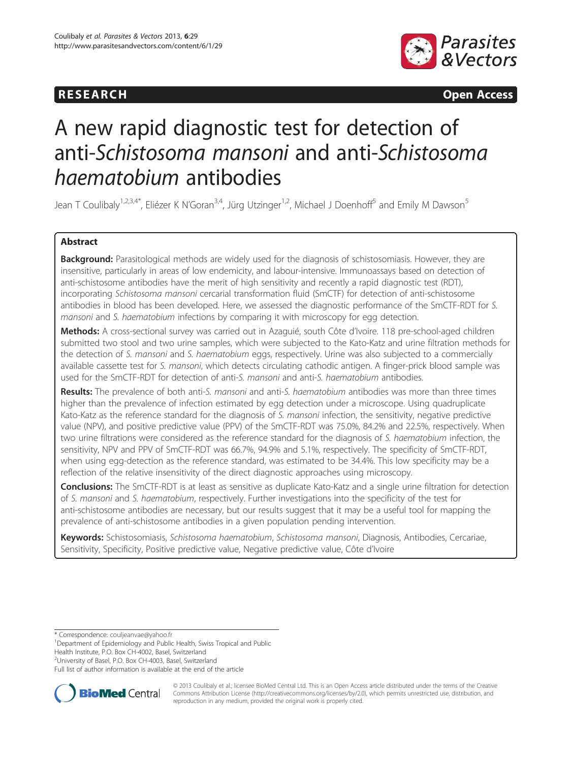RESEARCH Open Access

# A new rapid diagnostic test for detection of anti-*Schistosoma mansoni* and anti-*Schistosoma haematobium* antibodies

Jean T Coulibaly[1,2,3,4*], Eliézer K N'Goran[3,4], Jürg Utzinger[1,2], Michael J Doenhoff[5] and Emily M Dawson[5]

## Abstract

**Background:** Parasitological methods are widely used for the diagnosis of schistosomiasis. However, they are insensitive, particularly in areas of low endemicity, and labour-intensive. Immunoassays based on detection of anti-schistosome antibodies have the merit of high sensitivity and recently a rapid diagnostic test (RDT), incorporating *Schistosoma mansoni* cercarial transformation fluid (SmCTF) for detection of anti-schistosome antibodies in blood has been developed. Here, we assessed the diagnostic performance of the SmCTF-RDT for *S. mansoni* and *S. haematobium* infections by comparing it with microscopy for egg detection.

**Methods:** A cross-sectional survey was carried out in Azaguié, south Côte d'Ivoire. 118 pre-school-aged children submitted two stool and two urine samples, which were subjected to the Kato-Katz and urine filtration methods for the detection of *S. mansoni* and *S. haematobium* eggs, respectively. Urine was also subjected to a commercially available cassette test for *S. mansoni*, which detects circulating cathodic antigen. A finger-prick blood sample was used for the SmCTF-RDT for detection of anti-*S. mansoni* and anti-*S. haematobium* antibodies.

**Results:** The prevalence of both anti-*S. mansoni* and anti-*S. haematobium* antibodies was more than three times higher than the prevalence of infection estimated by egg detection under a microscope. Using quadruplicate Kato-Katz as the reference standard for the diagnosis of *S. mansoni* infection, the sensitivity, negative predictive value (NPV), and positive predictive value (PPV) of the SmCTF-RDT was 75.0%, 84.2% and 22.5%, respectively. When two urine filtrations were considered as the reference standard for the diagnosis of *S. haematobium* infection, the sensitivity, NPV and PPV of SmCTF-RDT was 66.7%, 94.9% and 5.1%, respectively. The specificity of SmCTF-RDT, when using egg-detection as the reference standard, was estimated to be 34.4%. This low specificity may be a reflection of the relative insensitivity of the direct diagnostic approaches using microscopy.

**Conclusions:** The SmCTF-RDT is at least as sensitive as duplicate Kato-Katz and a single urine filtration for detection of *S. mansoni* and *S. haematobium*, respectively. Further investigations into the specificity of the test for anti-schistosome antibodies are necessary, but our results suggest that it may be a useful tool for mapping the prevalence of anti-schistosome antibodies in a given population pending intervention.

**Keywords:** Schistosomiasis, *Schistosoma haematobium*, *Schistosoma mansoni*, Diagnosis, Antibodies, Cercariae, Sensitivity, Specificity, Positive predictive value, Negative predictive value, Côte d'Ivoire

\* Correspondence: couljeanvae@yahoo.fr

[1]Department of Epidemiology and Public Health, Swiss Tropical and Public Health Institute, P.O. Box CH-4002, Basel, Switzerland

[2]University of Basel, P.O. Box CH-4003, Basel, Switzerland

Full list of author information is available at the end of the article

© 2013 Coulibaly et al.; licensee BioMed Central Ltd. This is an Open Access article distributed under the terms of the Creative Commons Attribution License (http://creativecommons.org/licenses/by/2.0), which permits unrestricted use, distribution, and reproduction in any medium, provided the original work is properly cited.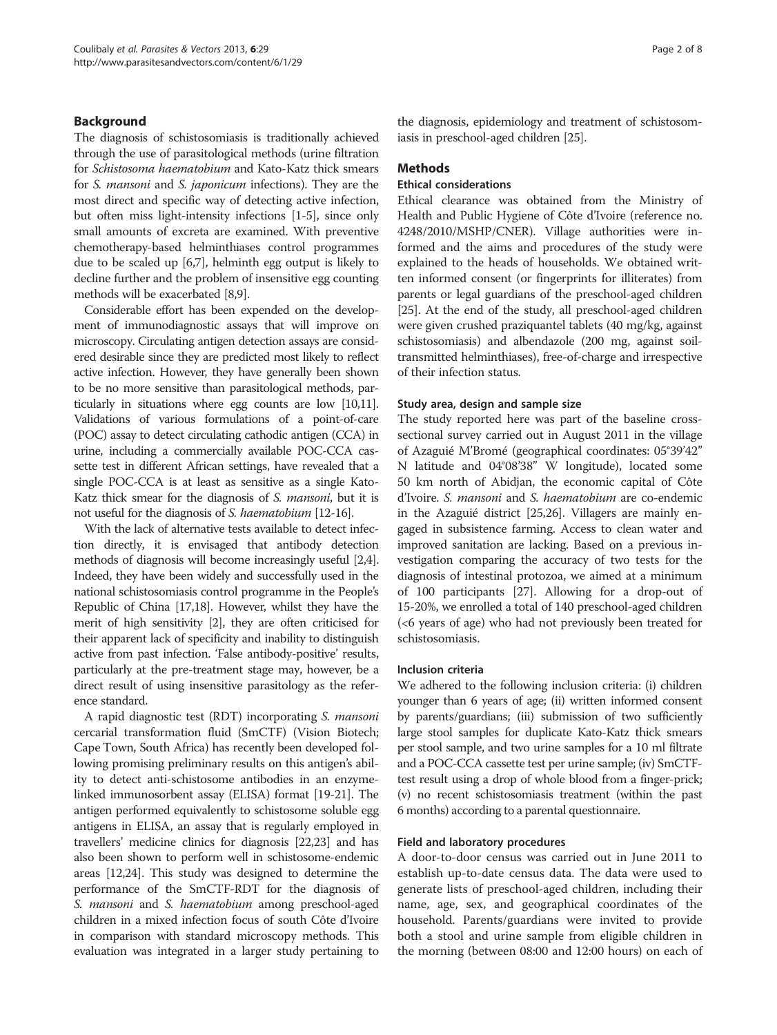## Background

The diagnosis of schistosomiasis is traditionally achieved through the use of parasitological methods (urine filtration for *Schistosoma haematobium* and Kato-Katz thick smears for *S. mansoni* and *S. japonicum* infections). They are the most direct and specific way of detecting active infection, but often miss light-intensity infections [1-5], since only small amounts of excreta are examined. With preventive chemotherapy-based helminthiases control programmes due to be scaled up [6,7], helminth egg output is likely to decline further and the problem of insensitive egg counting methods will be exacerbated [8,9].

Considerable effort has been expended on the development of immunodiagnostic assays that will improve on microscopy. Circulating antigen detection assays are considered desirable since they are predicted most likely to reflect active infection. However, they have generally been shown to be no more sensitive than parasitological methods, particularly in situations where egg counts are low [10,11]. Validations of various formulations of a point-of-care (POC) assay to detect circulating cathodic antigen (CCA) in urine, including a commercially available POC-CCA cassette test in different African settings, have revealed that a single POC-CCA is at least as sensitive as a single Kato-Katz thick smear for the diagnosis of *S. mansoni*, but it is not useful for the diagnosis of *S. haematobium* [12-16].

With the lack of alternative tests available to detect infection directly, it is envisaged that antibody detection methods of diagnosis will become increasingly useful [2,4]. Indeed, they have been widely and successfully used in the national schistosomiasis control programme in the People's Republic of China [17,18]. However, whilst they have the merit of high sensitivity [2], they are often criticised for their apparent lack of specificity and inability to distinguish active from past infection. 'False antibody-positive' results, particularly at the pre-treatment stage may, however, be a direct result of using insensitive parasitology as the reference standard.

A rapid diagnostic test (RDT) incorporating *S. mansoni* cercarial transformation fluid (SmCTF) (Vision Biotech; Cape Town, South Africa) has recently been developed following promising preliminary results on this antigen's ability to detect anti-schistosome antibodies in an enzyme-linked immunosorbent assay (ELISA) format [19-21]. The antigen performed equivalently to schistosome soluble egg antigens in ELISA, an assay that is regularly employed in travellers' medicine clinics for diagnosis [22,23] and has also been shown to perform well in schistosome-endemic areas [12,24]. This study was designed to determine the performance of the SmCTF-RDT for the diagnosis of *S. mansoni* and *S. haematobium* among preschool-aged children in a mixed infection focus of south Côte d'Ivoire in comparison with standard microscopy methods. This evaluation was integrated in a larger study pertaining to the diagnosis, epidemiology and treatment of schistosomiasis in preschool-aged children [25].

## Methods

### Ethical considerations

Ethical clearance was obtained from the Ministry of Health and Public Hygiene of Côte d'Ivoire (reference no. 4248/2010/MSHP/CNER). Village authorities were informed and the aims and procedures of the study were explained to the heads of households. We obtained written informed consent (or fingerprints for illiterates) from parents or legal guardians of the preschool-aged children [25]. At the end of the study, all preschool-aged children were given crushed praziquantel tablets (40 mg/kg, against schistosomiasis) and albendazole (200 mg, against soil-transmitted helminthiases), free-of-charge and irrespective of their infection status.

### Study area, design and sample size

The study reported here was part of the baseline cross-sectional survey carried out in August 2011 in the village of Azaguié M'Bromé (geographical coordinates: 05°39'42" N latitude and 04°08'38" W longitude), located some 50 km north of Abidjan, the economic capital of Côte d'Ivoire. *S. mansoni* and *S. haematobium* are co-endemic in the Azaguié district [25,26]. Villagers are mainly engaged in subsistence farming. Access to clean water and improved sanitation are lacking. Based on a previous investigation comparing the accuracy of two tests for the diagnosis of intestinal protozoa, we aimed at a minimum of 100 participants [27]. Allowing for a drop-out of 15-20%, we enrolled a total of 140 preschool-aged children (<6 years of age) who had not previously been treated for schistosomiasis.

### Inclusion criteria

We adhered to the following inclusion criteria: (i) children younger than 6 years of age; (ii) written informed consent by parents/guardians; (iii) submission of two sufficiently large stool samples for duplicate Kato-Katz thick smears per stool sample, and two urine samples for a 10 ml filtrate and a POC-CCA cassette test per urine sample; (iv) SmCTF-test result using a drop of whole blood from a finger-prick; (v) no recent schistosomiasis treatment (within the past 6 months) according to a parental questionnaire.

### Field and laboratory procedures

A door-to-door census was carried out in June 2011 to establish up-to-date census data. The data were used to generate lists of preschool-aged children, including their name, age, sex, and geographical coordinates of the household. Parents/guardians were invited to provide both a stool and urine sample from eligible children in the morning (between 08:00 and 12:00 hours) on each of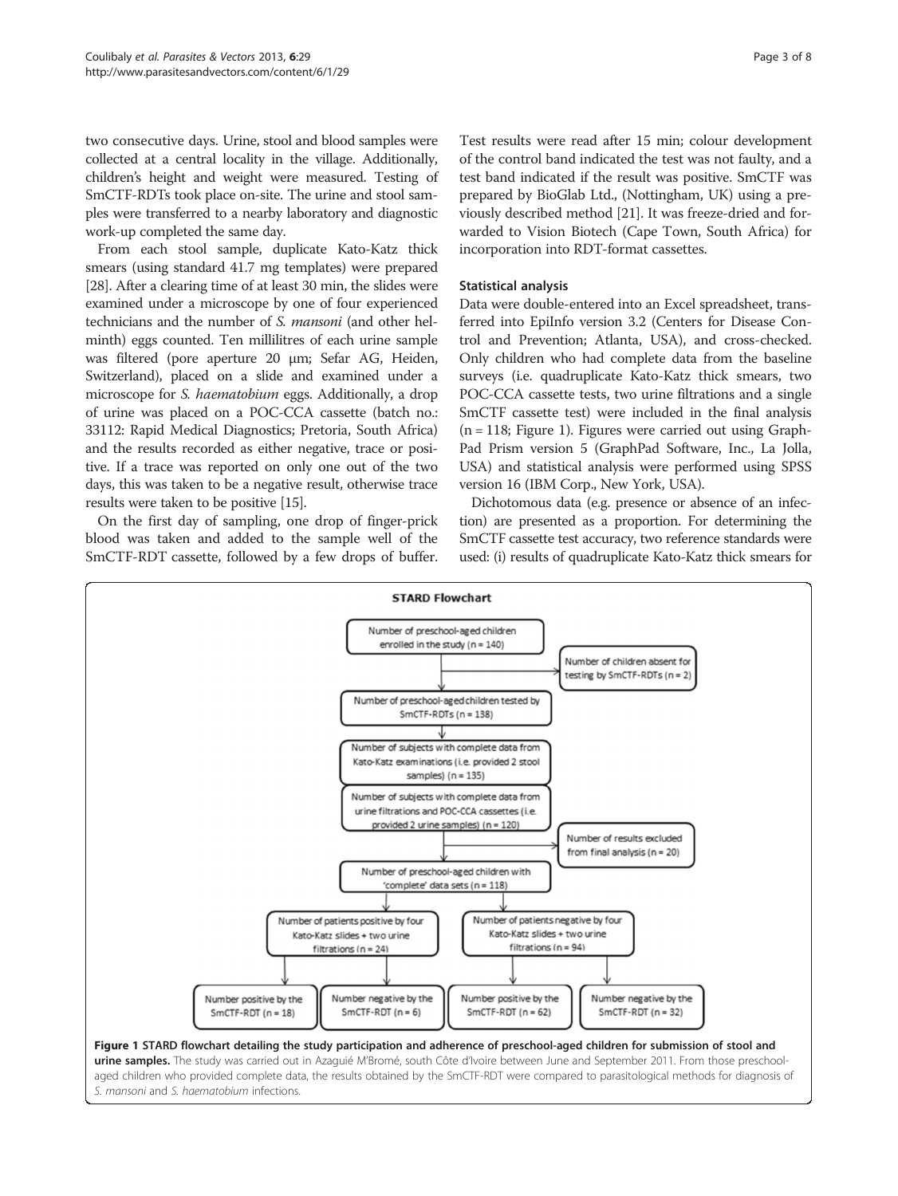two consecutive days. Urine, stool and blood samples were collected at a central locality in the village. Additionally, children's height and weight were measured. Testing of SmCTF-RDTs took place on-site. The urine and stool samples were transferred to a nearby laboratory and diagnostic work-up completed the same day.

From each stool sample, duplicate Kato-Katz thick smears (using standard 41.7 mg templates) were prepared [28]. After a clearing time of at least 30 min, the slides were examined under a microscope by one of four experienced technicians and the number of *S. mansoni* (and other helminth) eggs counted. Ten millilitres of each urine sample was filtered (pore aperture 20 μm; Sefar AG, Heiden, Switzerland), placed on a slide and examined under a microscope for *S. haematobium* eggs. Additionally, a drop of urine was placed on a POC-CCA cassette (batch no.: 33112: Rapid Medical Diagnostics; Pretoria, South Africa) and the results recorded as either negative, trace or positive. If a trace was reported on only one out of the two days, this was taken to be a negative result, otherwise trace results were taken to be positive [15].

On the first day of sampling, one drop of finger-prick blood was taken and added to the sample well of the SmCTF-RDT cassette, followed by a few drops of buffer. Test results were read after 15 min; colour development of the control band indicated the test was not faulty, and a test band indicated if the result was positive. SmCTF was prepared by BioGlab Ltd., (Nottingham, UK) using a previously described method [21]. It was freeze-dried and forwarded to Vision Biotech (Cape Town, South Africa) for incorporation into RDT-format cassettes.

### Statistical analysis

Data were double-entered into an Excel spreadsheet, transferred into EpiInfo version 3.2 (Centers for Disease Control and Prevention; Atlanta, USA), and cross-checked. Only children who had complete data from the baseline surveys (i.e. quadruplicate Kato-Katz thick smears, two POC-CCA cassette tests, two urine filtrations and a single SmCTF cassette test) were included in the final analysis (n = 118; Figure 1). Figures were carried out using GraphPad Prism version 5 (GraphPad Software, Inc., La Jolla, USA) and statistical analysis were performed using SPSS version 16 (IBM Corp., New York, USA).

Dichotomous data (e.g. presence or absence of an infection) are presented as a proportion. For determining the SmCTF cassette test accuracy, two reference standards were used: (i) results of quadruplicate Kato-Katz thick smears for

**STARD Flowchart**

- Number of preschool-aged children enrolled in the study (n = 140)
  - → Number of children absent for testing by SmCTF-RDTs (n = 2)
- Number of preschool-aged children tested by SmCTF-RDTs (n = 138)
- Number of subjects with complete data from Kato-Katz examinations (i.e. provided 2 stool samples) (n = 135)
- Number of subjects with complete data from urine filtrations and POC-CCA cassettes (i.e. provided 2 urine samples) (n = 120)
  - → Number of results excluded from final analysis (n = 20)
- Number of preschool-aged children with 'complete' data sets (n = 118)
  - Number of patients positive by four Kato-Katz slides + two urine filtrations (n = 24)
    - Number positive by the SmCTF-RDT (n = 18)
    - Number negative by the SmCTF-RDT (n = 6)
  - Number of patients negative by four Kato-Katz slides + two urine filtrations (n = 94)
    - Number positive by the SmCTF-RDT (n = 62)
    - Number negative by the SmCTF-RDT (n = 32)

**Figure 1 STARD flowchart detailing the study participation and adherence of preschool-aged children for submission of stool and urine samples.** The study was carried out in Azaguié M'Bromé, south Côte d'Ivoire between June and September 2011. From those preschool-aged children who provided complete data, the results obtained by the SmCTF-RDT were compared to parasitological methods for diagnosis of *S. mansoni* and *S. haematobium* infections.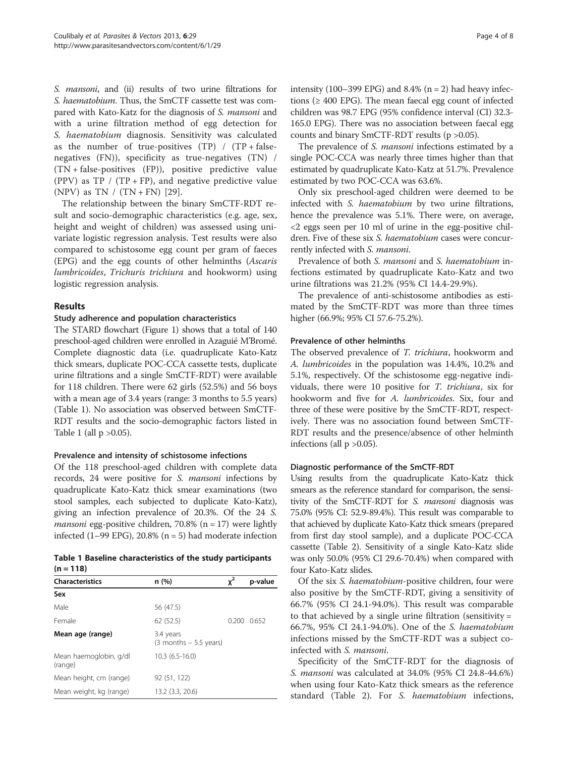*S. mansoni*, and (ii) results of two urine filtrations for *S. haematobium*. Thus, the SmCTF cassette test was compared with Kato-Katz for the diagnosis of *S. mansoni* and with a urine filtration method of egg detection for *S. haematobium* diagnosis. Sensitivity was calculated as the number of true-positives (TP) / (TP + false-negatives (FN)), specificity as true-negatives (TN) / (TN + false-positives (FP)), positive predictive value (PPV) as TP / (TP + FP), and negative predictive value (NPV) as TN / (TN + FN) [29].

The relationship between the binary SmCTF-RDT result and socio-demographic characteristics (e.g. age, sex, height and weight of children) was assessed using univariate logistic regression analysis. Test results were also compared to schistosome egg count per gram of faeces (EPG) and the egg counts of other helminths (*Ascaris lumbricoides*, *Trichuris trichiura* and hookworm) using logistic regression analysis.

## Results

### Study adherence and population characteristics

The STARD flowchart (Figure 1) shows that a total of 140 preschool-aged children were enrolled in Azaguié M'Bromé. Complete diagnostic data (i.e. quadruplicate Kato-Katz thick smears, duplicate POC-CCA cassette tests, duplicate urine filtrations and a single SmCTF-RDT) were available for 118 children. There were 62 girls (52.5%) and 56 boys with a mean age of 3.4 years (range: 3 months to 5.5 years) (Table 1). No association was observed between SmCTF-RDT results and the socio-demographic factors listed in Table 1 (all $p > 0.05$).

### Prevalence and intensity of schistosome infections

Of the 118 preschool-aged children with complete data records, 24 were positive for *S. mansoni* infections by quadruplicate Kato-Katz thick smear examinations (two stool samples, each subjected to duplicate Kato-Katz), giving an infection prevalence of 20.3%. Of the 24 *S. mansoni* egg-positive children, 70.8% (n = 17) were lightly infected (1–99 EPG), 20.8% (n = 5) had moderate infection intensity (100–399 EPG) and 8.4% (n = 2) had heavy infections (≥ 400 EPG). The mean faecal egg count of infected children was 98.7 EPG (95% confidence interval (CI) 32.3-165.0 EPG). There was no association between faecal egg counts and binary SmCTF-RDT results ($p > 0.05$).

The prevalence of *S. mansoni* infections estimated by a single POC-CCA was nearly three times higher than that estimated by quadruplicate Kato-Katz at 51.7%. Prevalence estimated by two POC-CCA was 63.6%.

Only six preschool-aged children were deemed to be infected with *S. haematobium* by two urine filtrations, hence the prevalence was 5.1%. There were, on average, <2 eggs seen per 10 ml of urine in the egg-positive children. Five of these six *S. haematobium* cases were concurrently infected with *S. mansoni*.

Prevalence of both *S. mansoni* and *S. haematobium* infections estimated by quadruplicate Kato-Katz and two urine filtrations was 21.2% (95% CI 14.4-29.9%).

The prevalence of anti-schistosome antibodies as estimated by the SmCTF-RDT was more than three times higher (66.9%; 95% CI 57.6-75.2%).

**Table 1 Baseline characteristics of the study participants (n = 118)**

| Characteristics | n (%) | $\chi^2$ | p-value |
|---|---|---|---|
| **Sex** | | | |
| Male | 56 (47.5) | | |
| Female | 62 (52.5) | 0.200 | 0.652 |
| **Mean age (range)** | 3.4 years (3 months – 5.5 years) | | |
| Mean haemoglobin, g/dl (range) | 10.3 (6.5-16.0) | | |
| Mean height, cm (range) | 92 (51, 122) | | |
| Mean weight, kg (range) | 13.2 (3.3, 20.6) | | |

### Prevalence of other helminths

The observed prevalence of *T. trichiura*, hookworm and *A. lumbricoides* in the population was 14.4%, 10.2% and 5.1%, respectively. Of the schistosome egg-negative individuals, there were 10 positive for *T. trichiura*, six for hookworm and five for *A. lumbricoides*. Six, four and three of these were positive by the SmCTF-RDT, respectively. There was no association found between SmCTF-RDT results and the presence/absence of other helminth infections (all $p > 0.05$).

### Diagnostic performance of the SmCTF-RDT

Using results from the quadruplicate Kato-Katz thick smears as the reference standard for comparison, the sensitivity of the SmCTF-RDT for *S. mansoni* diagnosis was 75.0% (95% CI: 52.9-89.4%). This result was comparable to that achieved by duplicate Kato-Katz thick smears (prepared from first day stool sample), and a duplicate POC-CCA cassette (Table 2). Sensitivity of a single Kato-Katz slide was only 50.0% (95% CI 29.6-70.4%) when compared with four Kato-Katz slides.

Of the six *S. haematobium*-positive children, four were also positive by the SmCTF-RDT, giving a sensitivity of 66.7% (95% CI 24.1-94.0%). This result was comparable to that achieved by a single urine filtration (sensitivity = 66.7%, 95% CI 24.1-94.0%). One of the *S. haematobium* infections missed by the SmCTF-RDT was a subject co-infected with *S. mansoni*.

Specificity of the SmCTF-RDT for the diagnosis of *S. mansoni* was calculated at 34.0% (95% CI 24.8-44.6%) when using four Kato-Katz thick smears as the reference standard (Table 2). For *S. haematobium* infections,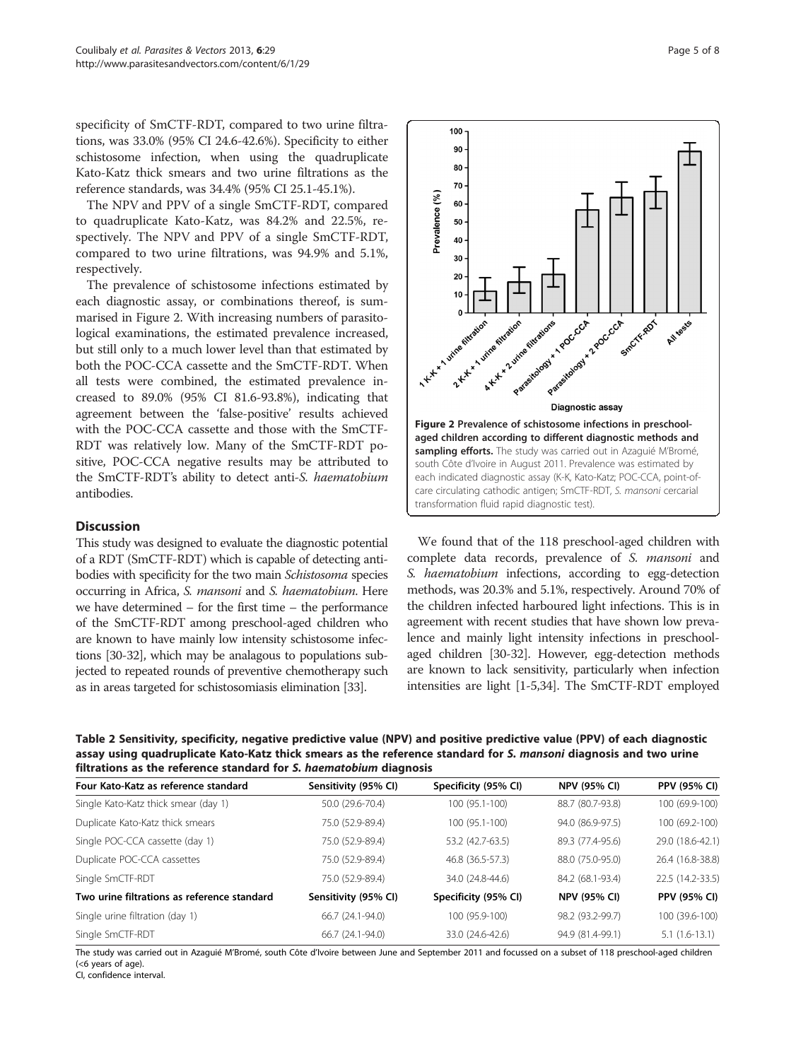specificity of SmCTF-RDT, compared to two urine filtrations, was 33.0% (95% CI 24.6-42.6%). Specificity to either schistosome infection, when using the quadruplicate Kato-Katz thick smears and two urine filtrations as the reference standards, was 34.4% (95% CI 25.1-45.1%).

The NPV and PPV of a single SmCTF-RDT, compared to quadruplicate Kato-Katz, was 84.2% and 22.5%, respectively. The NPV and PPV of a single SmCTF-RDT, compared to two urine filtrations, was 94.9% and 5.1%, respectively.

The prevalence of schistosome infections estimated by each diagnostic assay, or combinations thereof, is summarised in Figure 2. With increasing numbers of parasitological examinations, the estimated prevalence increased, but still only to a much lower level than that estimated by both the POC-CCA cassette and the SmCTF-RDT. When all tests were combined, the estimated prevalence increased to 89.0% (95% CI 81.6-93.8%), indicating that agreement between the 'false-positive' results achieved with the POC-CCA cassette and those with the SmCTF-RDT was relatively low. Many of the SmCTF-RDT positive, POC-CCA negative results may be attributed to the SmCTF-RDT's ability to detect anti-*S. haematobium* antibodies.

**Figure 2 Prevalence of schistosome infections in preschool-aged children according to different diagnostic methods and sampling efforts.** The study was carried out in Azaguié M'Bromé, south Côte d'Ivoire in August 2011. Prevalence was estimated by each indicated diagnostic assay (K-K, Kato-Katz; POC-CCA, point-of-care circulating cathodic antigen; SmCTF-RDT, *S. mansoni* cercarial transformation fluid rapid diagnostic test).

## Discussion

This study was designed to evaluate the diagnostic potential of a RDT (SmCTF-RDT) which is capable of detecting antibodies with specificity for the two main *Schistosoma* species occurring in Africa, *S. mansoni* and *S. haematobium*. Here we have determined – for the first time – the performance of the SmCTF-RDT among preschool-aged children who are known to have mainly low intensity schistosome infections [30-32], which may be analagous to populations subjected to repeated rounds of preventive chemotherapy such as in areas targeted for schistosomiasis elimination [33].

We found that of the 118 preschool-aged children with complete data records, prevalence of *S. mansoni* and *S. haematobium* infections, according to egg-detection methods, was 20.3% and 5.1%, respectively. Around 70% of the children infected harboured light infections. This is in agreement with recent studies that have shown low prevalence and mainly light intensity infections in preschool-aged children [30-32]. However, egg-detection methods are known to lack sensitivity, particularly when infection intensities are light [1-5,34]. The SmCTF-RDT employed

**Table 2 Sensitivity, specificity, negative predictive value (NPV) and positive predictive value (PPV) of each diagnostic assay using quadruplicate Kato-Katz thick smears as the reference standard for *S. mansoni* diagnosis and two urine filtrations as the reference standard for *S. haematobium* diagnosis**

| Four Kato-Katz as reference standard | Sensitivity (95% CI) | Specificity (95% CI) | NPV (95% CI) | PPV (95% CI) |
|---|---|---|---|---|
| Single Kato-Katz thick smear (day 1) | 50.0 (29.6-70.4) | 100 (95.1-100) | 88.7 (80.7-93.8) | 100 (69.9-100) |
| Duplicate Kato-Katz thick smears | 75.0 (52.9-89.4) | 100 (95.1-100) | 94.0 (86.9-97.5) | 100 (69.2-100) |
| Single POC-CCA cassette (day 1) | 75.0 (52.9-89.4) | 53.2 (42.7-63.5) | 89.3 (77.4-95.6) | 29.0 (18.6-42.1) |
| Duplicate POC-CCA cassettes | 75.0 (52.9-89.4) | 46.8 (36.5-57.3) | 88.0 (75.0-95.0) | 26.4 (16.8-38.8) |
| Single SmCTF-RDT | 75.0 (52.9-89.4) | 34.0 (24.8-44.6) | 84.2 (68.1-93.4) | 22.5 (14.2-33.5) |
| **Two urine filtrations as reference standard** | **Sensitivity (95% CI)** | **Specificity (95% CI)** | **NPV (95% CI)** | **PPV (95% CI)** |
| Single urine filtration (day 1) | 66.7 (24.1-94.0) | 100 (95.9-100) | 98.2 (93.2-99.7) | 100 (39.6-100) |
| Single SmCTF-RDT | 66.7 (24.1-94.0) | 33.0 (24.6-42.6) | 94.9 (81.4-99.1) | 5.1 (1.6-13.1) |

The study was carried out in Azaguié M'Bromé, south Côte d'Ivoire between June and September 2011 and focussed on a subset of 118 preschool-aged children (<6 years of age).
CI, confidence interval.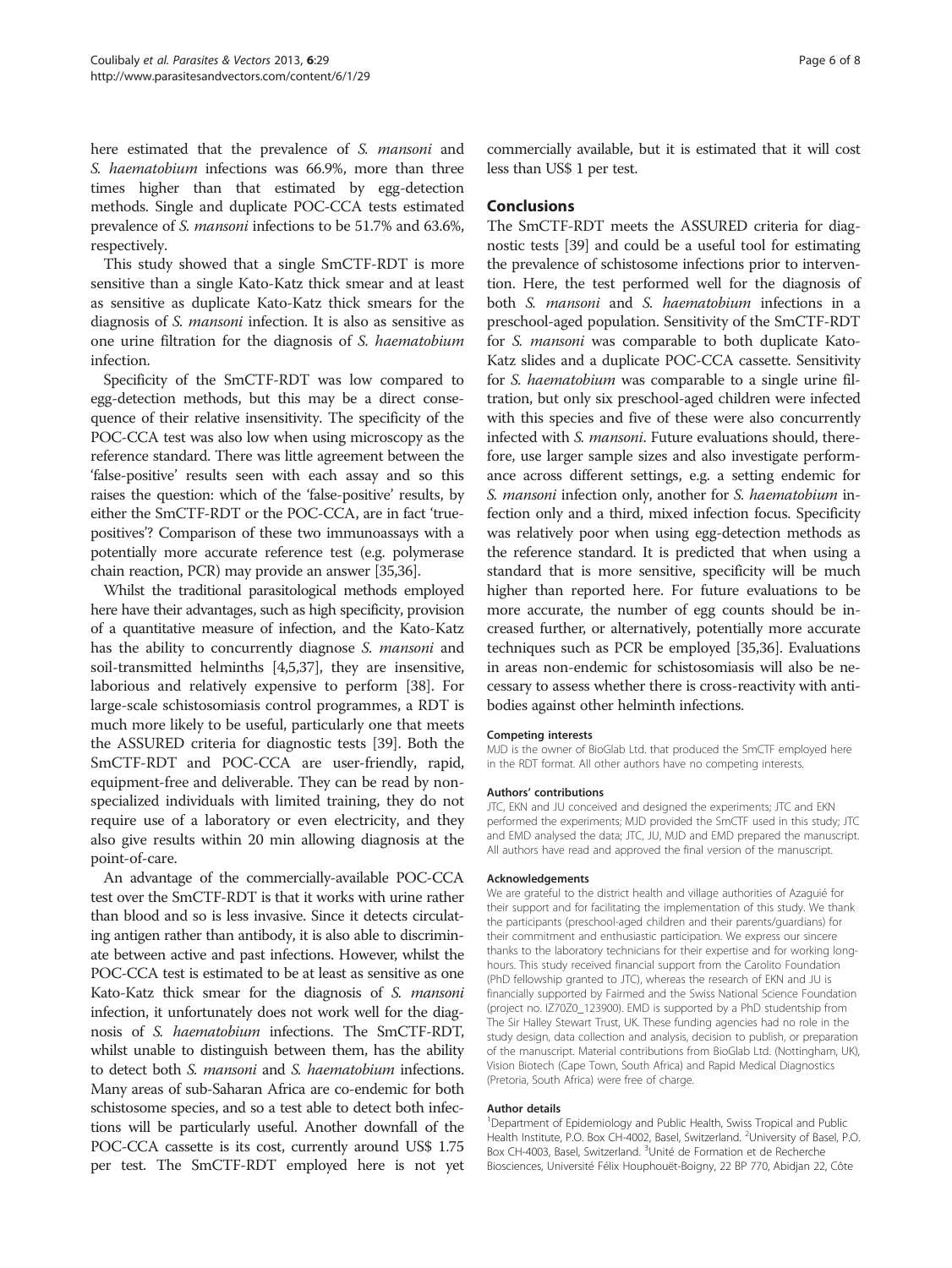here estimated that the prevalence of *S. mansoni* and *S. haematobium* infections was 66.9%, more than three times higher than that estimated by egg-detection methods. Single and duplicate POC-CCA tests estimated prevalence of *S. mansoni* infections to be 51.7% and 63.6%, respectively.

This study showed that a single SmCTF-RDT is more sensitive than a single Kato-Katz thick smear and at least as sensitive as duplicate Kato-Katz thick smears for the diagnosis of *S. mansoni* infection. It is also as sensitive as one urine filtration for the diagnosis of *S. haematobium* infection.

Specificity of the SmCTF-RDT was low compared to egg-detection methods, but this may be a direct consequence of their relative insensitivity. The specificity of the POC-CCA test was also low when using microscopy as the reference standard. There was little agreement between the 'false-positive' results seen with each assay and so this raises the question: which of the 'false-positive' results, by either the SmCTF-RDT or the POC-CCA, are in fact 'true-positives'? Comparison of these two immunoassays with a potentially more accurate reference test (e.g. polymerase chain reaction, PCR) may provide an answer [35,36].

Whilst the traditional parasitological methods employed here have their advantages, such as high specificity, provision of a quantitative measure of infection, and the Kato-Katz has the ability to concurrently diagnose *S. mansoni* and soil-transmitted helminths [4,5,37], they are insensitive, laborious and relatively expensive to perform [38]. For large-scale schistosomiasis control programmes, a RDT is much more likely to be useful, particularly one that meets the ASSURED criteria for diagnostic tests [39]. Both the SmCTF-RDT and POC-CCA are user-friendly, rapid, equipment-free and deliverable. They can be read by non-specialized individuals with limited training, they do not require use of a laboratory or even electricity, and they also give results within 20 min allowing diagnosis at the point-of-care.

An advantage of the commercially-available POC-CCA test over the SmCTF-RDT is that it works with urine rather than blood and so is less invasive. Since it detects circulating antigen rather than antibody, it is also able to discriminate between active and past infections. However, whilst the POC-CCA test is estimated to be at least as sensitive as one Kato-Katz thick smear for the diagnosis of *S. mansoni* infection, it unfortunately does not work well for the diagnosis of *S. haematobium* infections. The SmCTF-RDT, whilst unable to distinguish between them, has the ability to detect both *S. mansoni* and *S. haematobium* infections. Many areas of sub-Saharan Africa are co-endemic for both schistosome species, and so a test able to detect both infections will be particularly useful. Another downfall of the POC-CCA cassette is its cost, currently around US$ 1.75 per test. The SmCTF-RDT employed here is not yet commercially available, but it is estimated that it will cost less than US$ 1 per test.

## Conclusions

The SmCTF-RDT meets the ASSURED criteria for diagnostic tests [39] and could be a useful tool for estimating the prevalence of schistosome infections prior to intervention. Here, the test performed well for the diagnosis of both *S. mansoni* and *S. haematobium* infections in a preschool-aged population. Sensitivity of the SmCTF-RDT for *S. mansoni* was comparable to both duplicate Kato-Katz slides and a duplicate POC-CCA cassette. Sensitivity for *S. haematobium* was comparable to a single urine filtration, but only six preschool-aged children were infected with this species and five of these were also concurrently infected with *S. mansoni*. Future evaluations should, therefore, use larger sample sizes and also investigate performance across different settings, e.g. a setting endemic for *S. mansoni* infection only, another for *S. haematobium* infection only and a third, mixed infection focus. Specificity was relatively poor when using egg-detection methods as the reference standard. It is predicted that when using a standard that is more sensitive, specificity will be much higher than reported here. For future evaluations to be more accurate, the number of egg counts should be increased further, or alternatively, potentially more accurate techniques such as PCR be employed [35,36]. Evaluations in areas non-endemic for schistosomiasis will also be necessary to assess whether there is cross-reactivity with antibodies against other helminth infections.

#### Competing interests

MJD is the owner of BioGlab Ltd. that produced the SmCTF employed here in the RDT format. All other authors have no competing interests.

#### Authors' contributions

JTC, EKN and JU conceived and designed the experiments; JTC and EKN performed the experiments; MJD provided the SmCTF used in this study; JTC and EMD analysed the data; JTC, JU, MJD and EMD prepared the manuscript. All authors have read and approved the final version of the manuscript.

#### Acknowledgements

We are grateful to the district health and village authorities of Azaguié for their support and for facilitating the implementation of this study. We thank the participants (preschool-aged children and their parents/guardians) for their commitment and enthusiastic participation. We express our sincere thanks to the laboratory technicians for their expertise and for working long-hours. This study received financial support from the Carolito Foundation (PhD fellowship granted to JTC), whereas the research of EKN and JU is financially supported by Fairmed and the Swiss National Science Foundation (project no. IZ70Z0_123900). EMD is supported by a PhD studentship from The Sir Halley Stewart Trust, UK. These funding agencies had no role in the study design, data collection and analysis, decision to publish, or preparation of the manuscript. Material contributions from BioGlab Ltd. (Nottingham, UK), Vision Biotech (Cape Town, South Africa) and Rapid Medical Diagnostics (Pretoria, South Africa) were free of charge.

#### Author details

[1]Department of Epidemiology and Public Health, Swiss Tropical and Public Health Institute, P.O. Box CH-4002, Basel, Switzerland. [2]University of Basel, P.O. Box CH-4003, Basel, Switzerland. [3]Unité de Formation et de Recherche Biosciences, Université Félix Houphouët-Boigny, 22 BP 770, Abidjan 22, Côte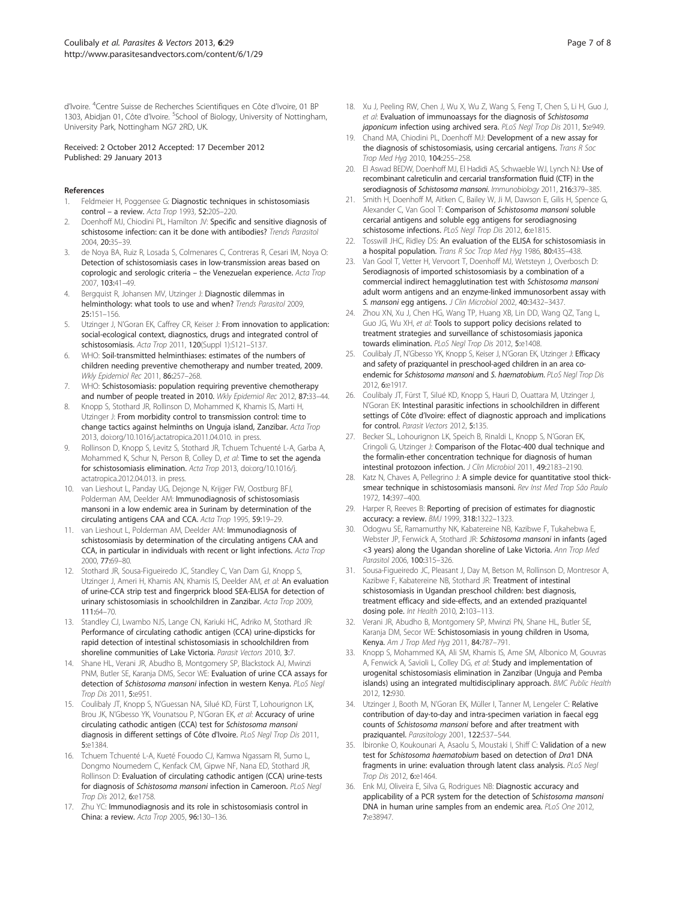d'Ivoire. [4]Centre Suisse de Recherches Scientifiques en Côte d'Ivoire, 01 BP 1303, Abidjan 01, Côte d'Ivoire. [5]School of Biology, University of Nottingham, University Park, Nottingham NG7 2RD, UK.

Received: 2 October 2012 Accepted: 17 December 2012
Published: 29 January 2013

## References

1. Feldmeier H, Poggensee G: **Diagnostic techniques in schistosomiasis control – a review.** *Acta Trop* 1993, **52:**205–220.
2. Doenhoff MJ, Chiodini PL, Hamilton JV: **Specific and sensitive diagnosis of schistosome infection: can it be done with antibodies?** *Trends Parasitol* 2004, **20:**35–39.
3. de Noya BA, Ruiz R, Losada S, Colmenares C, Contreras R, Cesari IM, Noya O: **Detection of schistosomiasis cases in low-transmission areas based on coprologic and serologic criteria – the Venezuelan experience.** *Acta Trop* 2007, **103:**41–49.
4. Bergquist R, Johansen MV, Utzinger J: **Diagnostic dilemmas in helminthology: what tools to use and when?** *Trends Parasitol* 2009, **25:**151–156.
5. Utzinger J, N'Goran EK, Caffrey CR, Keiser J: **From innovation to application: social-ecological context, diagnostics, drugs and integrated control of schistosomiasis.** *Acta Trop* 2011, **120**(Suppl 1):S121–S137.
6. WHO: **Soil-transmitted helminthiases: estimates of the numbers of children needing preventive chemotherapy and number treated, 2009.** *Wkly Epidemiol Rec* 2011, **86:**257–268.
7. WHO: **Schistosomiasis: population requiring preventive chemotherapy and number of people treated in 2010.** *Wkly Epidemiol Rec* 2012, **87:**33–44.
8. Knopp S, Stothard JR, Rollinson D, Mohammed K, Khamis IS, Marti H, Utzinger J: **From morbidity control to transmission control: time to change tactics against helminths on Unguja island, Zanzibar.** *Acta Trop* 2013, doi:org/10.1016/j.actatropica.2011.04.010. in press.
9. Rollinson D, Knopp S, Levitz S, Stothard JR, Tchuem Tchuenté L-A, Garba A, Mohammed K, Schur N, Person B, Colley D, *et al*: **Time to set the agenda for schistosomiasis elimination.** *Acta Trop* 2013, doi:org/10.1016/j.actatropica.2012.04.013. in press.
10. van Lieshout L, Panday UG, Dejonge N, Krijger FW, Oostburg BFJ, Polderman AM, Deelder AM: **Immunodiagnosis of schistosomiasis mansoni in a low endemic area in Surinam by determination of the circulating antigens CAA and CCA.** *Acta Trop* 1995, **59:**19–29.
11. van Lieshout L, Polderman AM, Deelder AM: **Immunodiagnosis of schistosomiasis by determination of the circulating antigens CAA and CCA, in particular in individuals with recent or light infections.** *Acta Trop* 2000, **77:**69–80.
12. Stothard JR, Sousa-Figueiredo JC, Standley C, Van Dam GJ, Knopp S, Utzinger J, Ameri H, Khamis AN, Khamis IS, Deelder AM, *et al*: **An evaluation of urine-CCA strip test and fingerprick blood SEA-ELISA for detection of urinary schistosomiasis in schoolchildren in Zanzibar.** *Acta Trop* 2009, **111:**64–70.
13. Standley CJ, Lwambo NJS, Lange CN, Kariuki HC, Adriko M, Stothard JR: **Performance of circulating cathodic antigen (CCA) urine-dipsticks for rapid detection of intestinal schistosomiasis in schoolchildren from shoreline communities of Lake Victoria.** *Parasit Vectors* 2010, **3:**7.
14. Shane HL, Verani JR, Abudho B, Montgomery SP, Blackstock AJ, Mwinzi PNM, Butler SE, Karanja DMS, Secor WE: **Evaluation of urine CCA assays for detection of *Schistosoma mansoni* infection in western Kenya.** *PLoS Negl Trop Dis* 2011, **5:**e951.
15. Coulibaly JT, Knopp S, N'Guessan NA, Silué KD, Fürst T, Lohourignon LK, Brou JK, N'Gbesso YK, Vounatsou P, N'Goran EK, *et al*: **Accuracy of urine circulating cathodic antigen (CCA) test for *Schistosoma mansoni* diagnosis in different settings of Côte d'Ivoire.** *PLoS Negl Trop Dis* 2011, **5:**e1384.
16. Tchuem Tchuenté L-A, Kueté Fouodo CJ, Kamwa Ngassam RI, Sumo L, Dongmo Noumedem C, Kenfack CM, Gipwe NF, Nana ED, Stothard JR, Rollinson D: **Evaluation of circulating cathodic antigen (CCA) urine-tests for diagnosis of *Schistosoma mansoni* infection in Cameroon.** *PLoS Negl Trop Dis* 2012, **6:**e1758.
17. Zhu YC: **Immunodiagnosis and its role in schistosomiasis control in China: a review.** *Acta Trop* 2005, **96:**130–136.
18. Xu J, Peeling RW, Chen J, Wu X, Wu Z, Wang S, Feng T, Chen S, Li H, Guo J, *et al*: **Evaluation of immunoassays for the diagnosis of *Schistosoma japonicum* infection using archived sera.** *PLoS Negl Trop Dis* 2011, **5:**e949.
19. Chand MA, Chiodini PL, Doenhoff MJ: **Development of a new assay for the diagnosis of schistosomiasis, using cercarial antigens.** *Trans R Soc Trop Med Hyg* 2010, **104:**255–258.
20. El Aswad BEDW, Doenhoff MJ, El Hadidi AS, Schwaeble WJ, Lynch NJ: **Use of recombinant calreticulin and cercarial transformation fluid (CTF) in the serodiagnosis of *Schistosoma mansoni*.** *Immunobiology* 2011, **216:**379–385.
21. Smith H, Doenhoff M, Aitken C, Bailey W, Ji M, Dawson E, Gilis H, Spence G, Alexander C, Van Gool T: **Comparison of *Schistosoma mansoni* soluble cercarial antigens and soluble egg antigens for serodiagnosing schistosome infections.** *PLoS Negl Trop Dis* 2012, **6:**e1815.
22. Tosswill JHC, Ridley DS: **An evaluation of the ELISA for schistosomiasis in a hospital population.** *Trans R Soc Trop Med Hyg* 1986, **80:**435–438.
23. Van Gool T, Vetter H, Vervoort T, Doenhoff MJ, Wetsteyn J, Overbosch D: **Serodiagnosis of imported schistosomiasis by a combination of a commercial indirect hemagglutination test with *Schistosoma mansoni* adult worm antigens and an enzyme-linked immunosorbent assay with *S. mansoni* egg antigens.** *J Clin Microbiol* 2002, **40:**3432–3437.
24. Zhou XN, Xu J, Chen HG, Wang TP, Huang XB, Lin DD, Wang QZ, Tang L, Guo JG, Wu XH, *et al*: **Tools to support policy decisions related to treatment strategies and surveillance of schistosomiasis japonica towards elimination.** *PLoS Negl Trop Dis* 2012, **5:**e1408.
25. Coulibaly JT, N'Gbesso YK, Knopp S, Keiser J, N'Goran EK, Utzinger J: **Efficacy and safety of praziquantel in preschool-aged children in an area co-endemic for *Schistosoma mansoni* and *S. haematobium*.** *PLoS Negl Trop Dis* 2012, **6:**e1917.
26. Coulibaly JT, Fürst T, Silué KD, Knopp S, Hauri D, Ouattara M, Utzinger J, N'Goran EK: **Intestinal parasitic infections in schoolchildren in different settings of Côte d'Ivoire: effect of diagnostic approach and implications for control.** *Parasit Vectors* 2012, **5:**135.
27. Becker SL, Lohourignon LK, Speich B, Rinaldi L, Knopp S, N'Goran EK, Cringoli G, Utzinger J: **Comparison of the Flotac-400 dual technique and the formalin-ether concentration technique for diagnosis of human intestinal protozoon infection.** *J Clin Microbiol* 2011, **49:**2183–2190.
28. Katz N, Chaves A, Pellegrino J: **A simple device for quantitative stool thick-smear technique in schistosomiasis mansoni.** *Rev Inst Med Trop São Paulo* 1972, **14:**397–400.
29. Harper R, Reeves B: **Reporting of precision of estimates for diagnostic accuracy: a review.** *BMJ* 1999, **318:**1322–1323.
30. Odogwu SE, Ramamurthy NK, Kabatereine NB, Kazibwe F, Tukahebwa E, Webster JP, Fenwick A, Stothard JR: ***Schistosoma mansoni* in infants (aged <3 years) along the Ugandan shoreline of Lake Victoria.** *Ann Trop Med Parasitol* 2006, **100:**315–326.
31. Sousa-Figueiredo JC, Pleasant J, Day M, Betson M, Rollinson D, Montresor A, Kazibwe F, Kabatereine NB, Stothard JR: **Treatment of intestinal schistosomiasis in Ugandan preschool children: best diagnosis, treatment efficacy and side-effects, and an extended praziquantel dosing pole.** *Int Health* 2010, **2:**103–113.
32. Verani JR, Abudho B, Montgomery SP, Mwinzi PN, Shane HL, Butler SE, Karanja DM, Secor WE: **Schistosomiasis in young children in Usoma, Kenya.** *Am J Trop Med Hyg* 2011, **84:**787–791.
33. Knopp S, Mohammed KA, Ali SM, Khamis IS, Ame SM, Albonico M, Gouvras A, Fenwick A, Savioli L, Colley DG, *et al*: **Study and implementation of urogenital schistosomiasis elimination in Zanzibar (Unguja and Pemba islands) using an integrated multidisciplinary approach.** *BMC Public Health* 2012, **12:**930.
34. Utzinger J, Booth M, N'Goran EK, Müller I, Tanner M, Lengeler C: **Relative contribution of day-to-day and intra-specimen variation in faecal egg counts of *Schistosoma mansoni* before and after treatment with praziquantel.** *Parasitology* 2001, **122:**537–544.
35. Ibironke O, Koukounari A, Asaolu S, Moustaki I, Shiff C: **Validation of a new test for *Schistosoma haematobium* based on detection of *Dra*1 DNA fragments in urine: evaluation through latent class analysis.** *PLoS Negl Trop Dis* 2012, **6:**e1464.
36. Enk MJ, Oliveira E, Silva G, Rodrigues NB: **Diagnostic accuracy and applicability of a PCR system for the detection of *Schistosoma mansoni* DNA in human urine samples from an endemic area.** *PLoS One* 2012, **7:**e38947.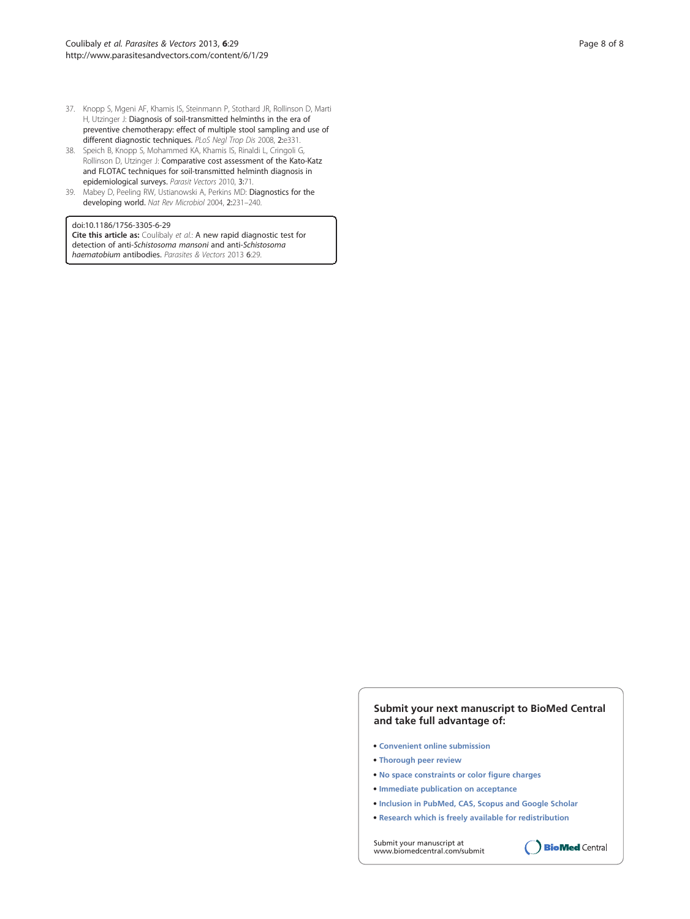37. Knopp S, Mgeni AF, Khamis IS, Steinmann P, Stothard JR, Rollinson D, Marti H, Utzinger J: **Diagnosis of soil-transmitted helminths in the era of preventive chemotherapy: effect of multiple stool sampling and use of different diagnostic techniques.** *PLoS Negl Trop Dis* 2008, **2:**e331.
38. Speich B, Knopp S, Mohammed KA, Khamis IS, Rinaldi L, Cringoli G, Rollinson D, Utzinger J: **Comparative cost assessment of the Kato-Katz and FLOTAC techniques for soil-transmitted helminth diagnosis in epidemiological surveys.** *Parasit Vectors* 2010, **3:**71.
39. Mabey D, Peeling RW, Ustianowski A, Perkins MD: **Diagnostics for the developing world.** *Nat Rev Microbiol* 2004, **2:**231–240.

doi:10.1186/1756-3305-6-29
**Cite this article as:** Coulibaly *et al.*: A new rapid diagnostic test for detection of anti-*Schistosoma mansoni* and anti-*Schistosoma haematobium* antibodies. *Parasites & Vectors* 2013 **6**:29.

**Submit your next manuscript to BioMed Central and take full advantage of:**

- **Convenient online submission**
- **Thorough peer review**
- **No space constraints or color figure charges**
- **Immediate publication on acceptance**
- **Inclusion in PubMed, CAS, Scopus and Google Scholar**
- **Research which is freely available for redistribution**

Submit your manuscript at
www.biomedcentral.com/submit

BioMed Central